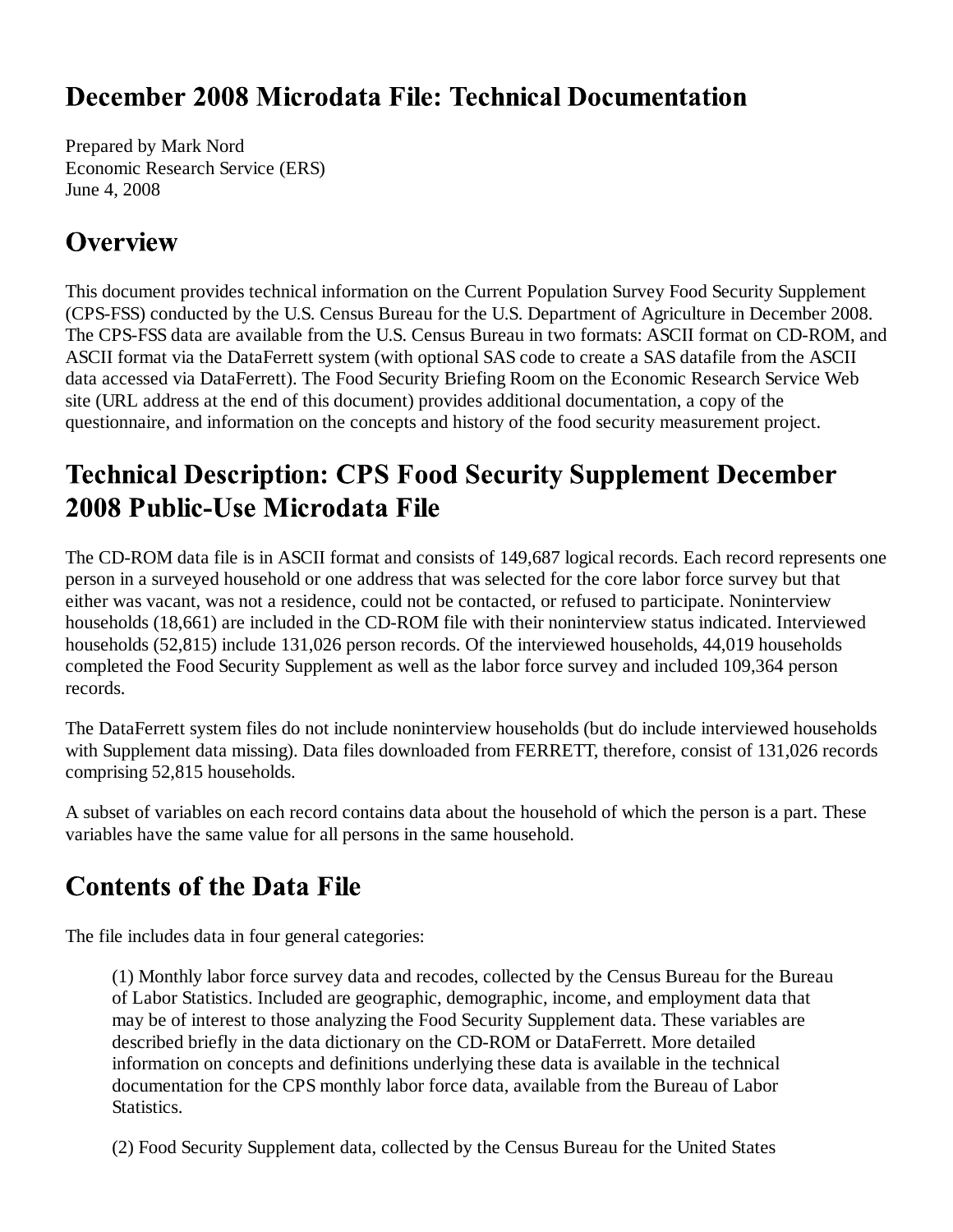# December 2008 Microdata File: Technical Documentation

Prepared by Mark Nord
Economic Research Service (ERS)
June 4, 2008

## Overview

This document provides technical information on the Current Population Survey Food Security Supplement (CPS-FSS) conducted by the U.S. Census Bureau for the U.S. Department of Agriculture in December 2008. The CPS-FSS data are available from the U.S. Census Bureau in two formats: ASCII format on CD-ROM, and ASCII format via the DataFerrett system (with optional SAS code to create a SAS datafile from the ASCII data accessed via DataFerrett). The Food Security Briefing Room on the Economic Research Service Web site (URL address at the end of this document) provides additional documentation, a copy of the questionnaire, and information on the concepts and history of the food security measurement project.

## Technical Description: CPS Food Security Supplement December 2008 Public-Use Microdata File

The CD-ROM data file is in ASCII format and consists of 149,687 logical records. Each record represents one person in a surveyed household or one address that was selected for the core labor force survey but that either was vacant, was not a residence, could not be contacted, or refused to participate. Noninterview households (18,661) are included in the CD-ROM file with their noninterview status indicated. Interviewed households (52,815) include 131,026 person records. Of the interviewed households, 44,019 households completed the Food Security Supplement as well as the labor force survey and included 109,364 person records.

The DataFerrett system files do not include noninterview households (but do include interviewed households with Supplement data missing). Data files downloaded from FERRETT, therefore, consist of 131,026 records comprising 52,815 households.

A subset of variables on each record contains data about the household of which the person is a part. These variables have the same value for all persons in the same household.

## Contents of the Data File

The file includes data in four general categories:

> (1) Monthly labor force survey data and recodes, collected by the Census Bureau for the Bureau of Labor Statistics. Included are geographic, demographic, income, and employment data that may be of interest to those analyzing the Food Security Supplement data. These variables are described briefly in the data dictionary on the CD-ROM or DataFerrett. More detailed information on concepts and definitions underlying these data is available in the technical documentation for the CPS monthly labor force data, available from the Bureau of Labor Statistics.
>
> (2) Food Security Supplement data, collected by the Census Bureau for the United States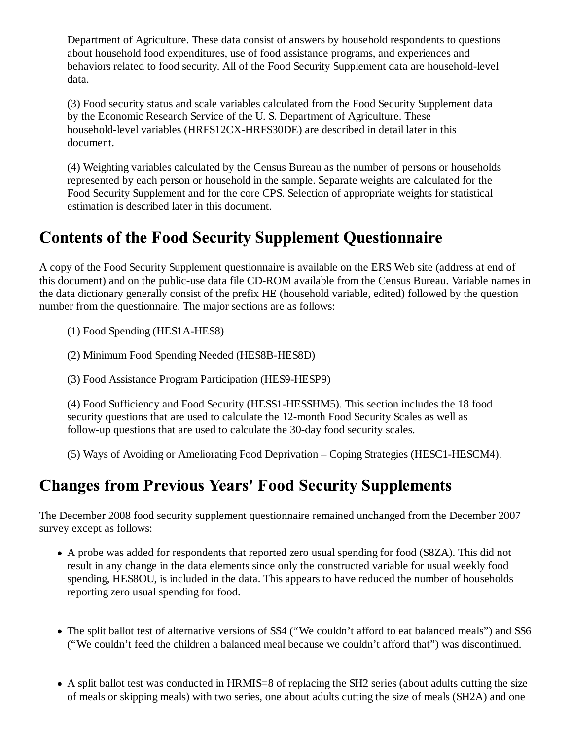Department of Agriculture. These data consist of answers by household respondents to questions about household food expenditures, use of food assistance programs, and experiences and behaviors related to food security. All of the Food Security Supplement data are household-level data.

(3) Food security status and scale variables calculated from the Food Security Supplement data by the Economic Research Service of the U. S. Department of Agriculture. These household-level variables (HRFS12CX-HRFS30DE) are described in detail later in this document.

(4) Weighting variables calculated by the Census Bureau as the number of persons or households represented by each person or household in the sample. Separate weights are calculated for the Food Security Supplement and for the core CPS. Selection of appropriate weights for statistical estimation is described later in this document.

## Contents of the Food Security Supplement Questionnaire

A copy of the Food Security Supplement questionnaire is available on the ERS Web site (address at end of this document) and on the public-use data file CD-ROM available from the Census Bureau. Variable names in the data dictionary generally consist of the prefix HE (household variable, edited) followed by the question number from the questionnaire. The major sections are as follows:

(1) Food Spending (HES1A-HES8)

(2) Minimum Food Spending Needed (HES8B-HES8D)

(3) Food Assistance Program Participation (HES9-HESP9)

(4) Food Sufficiency and Food Security (HESS1-HESSHM5). This section includes the 18 food security questions that are used to calculate the 12-month Food Security Scales as well as follow-up questions that are used to calculate the 30-day food security scales.

(5) Ways of Avoiding or Ameliorating Food Deprivation – Coping Strategies (HESC1-HESCM4).

## Changes from Previous Years' Food Security Supplements

The December 2008 food security supplement questionnaire remained unchanged from the December 2007 survey except as follows:

- A probe was added for respondents that reported zero usual spending for food (S8ZA). This did not result in any change in the data elements since only the constructed variable for usual weekly food spending, HES8OU, is included in the data. This appears to have reduced the number of households reporting zero usual spending for food.

- The split ballot test of alternative versions of SS4 ("We couldn't afford to eat balanced meals") and SS6 ("We couldn't feed the children a balanced meal because we couldn't afford that") was discontinued.

- A split ballot test was conducted in HRMIS=8 of replacing the SH2 series (about adults cutting the size of meals or skipping meals) with two series, one about adults cutting the size of meals (SH2A) and one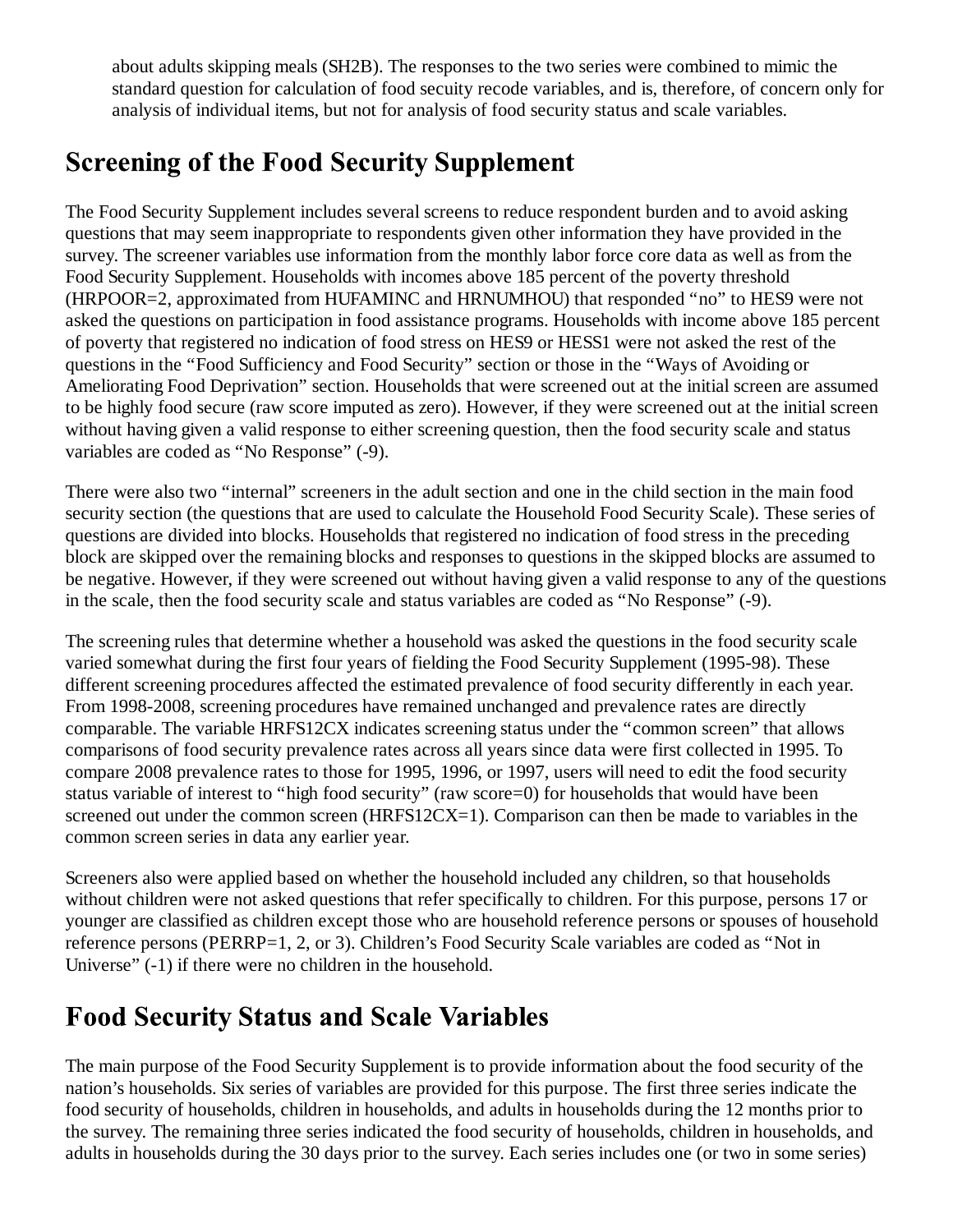about adults skipping meals (SH2B). The responses to the two series were combined to mimic the standard question for calculation of food secuity recode variables, and is, therefore, of concern only for analysis of individual items, but not for analysis of food security status and scale variables.

## Screening of the Food Security Supplement

The Food Security Supplement includes several screens to reduce respondent burden and to avoid asking questions that may seem inappropriate to respondents given other information they have provided in the survey. The screener variables use information from the monthly labor force core data as well as from the Food Security Supplement. Households with incomes above 185 percent of the poverty threshold (HRPOOR=2, approximated from HUFAMINC and HRNUMHOU) that responded "no" to HES9 were not asked the questions on participation in food assistance programs. Households with income above 185 percent of poverty that registered no indication of food stress on HES9 or HESS1 were not asked the rest of the questions in the "Food Sufficiency and Food Security" section or those in the "Ways of Avoiding or Ameliorating Food Deprivation" section. Households that were screened out at the initial screen are assumed to be highly food secure (raw score imputed as zero). However, if they were screened out at the initial screen without having given a valid response to either screening question, then the food security scale and status variables are coded as "No Response" (-9).

There were also two "internal" screeners in the adult section and one in the child section in the main food security section (the questions that are used to calculate the Household Food Security Scale). These series of questions are divided into blocks. Households that registered no indication of food stress in the preceding block are skipped over the remaining blocks and responses to questions in the skipped blocks are assumed to be negative. However, if they were screened out without having given a valid response to any of the questions in the scale, then the food security scale and status variables are coded as "No Response" (-9).

The screening rules that determine whether a household was asked the questions in the food security scale varied somewhat during the first four years of fielding the Food Security Supplement (1995-98). These different screening procedures affected the estimated prevalence of food security differently in each year. From 1998-2008, screening procedures have remained unchanged and prevalence rates are directly comparable. The variable HRFS12CX indicates screening status under the "common screen" that allows comparisons of food security prevalence rates across all years since data were first collected in 1995. To compare 2008 prevalence rates to those for 1995, 1996, or 1997, users will need to edit the food security status variable of interest to "high food security" (raw score=0) for households that would have been screened out under the common screen (HRFS12CX=1). Comparison can then be made to variables in the common screen series in data any earlier year.

Screeners also were applied based on whether the household included any children, so that households without children were not asked questions that refer specifically to children. For this purpose, persons 17 or younger are classified as children except those who are household reference persons or spouses of household reference persons (PERRP=1, 2, or 3). Children's Food Security Scale variables are coded as "Not in Universe" (-1) if there were no children in the household.

## Food Security Status and Scale Variables

The main purpose of the Food Security Supplement is to provide information about the food security of the nation's households. Six series of variables are provided for this purpose. The first three series indicate the food security of households, children in households, and adults in households during the 12 months prior to the survey. The remaining three series indicated the food security of households, children in households, and adults in households during the 30 days prior to the survey. Each series includes one (or two in some series)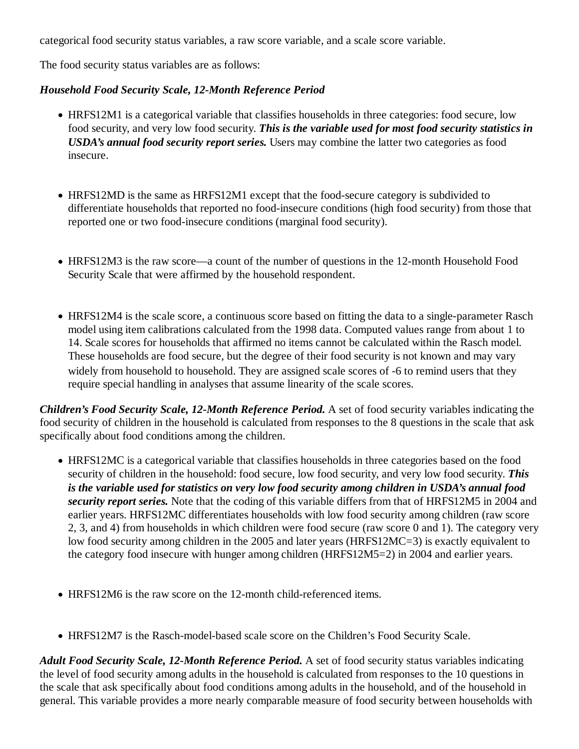categorical food security status variables, a raw score variable, and a scale score variable.

The food security status variables are as follows:

***Household Food Security Scale, 12-Month Reference Period***

- HRFS12M1 is a categorical variable that classifies households in three categories: food secure, low food security, and very low food security. ***This is the variable used for most food security statistics in USDA's annual food security report series.*** Users may combine the latter two categories as food insecure.

- HRFS12MD is the same as HRFS12M1 except that the food-secure category is subdivided to differentiate households that reported no food-insecure conditions (high food security) from those that reported one or two food-insecure conditions (marginal food security).

- HRFS12M3 is the raw score—a count of the number of questions in the 12-month Household Food Security Scale that were affirmed by the household respondent.

- HRFS12M4 is the scale score, a continuous score based on fitting the data to a single-parameter Rasch model using item calibrations calculated from the 1998 data. Computed values range from about 1 to 14. Scale scores for households that affirmed no items cannot be calculated within the Rasch model. These households are food secure, but the degree of their food security is not known and may vary widely from household to household. They are assigned scale scores of -6 to remind users that they require special handling in analyses that assume linearity of the scale scores.

***Children's Food Security Scale, 12-Month Reference Period.*** A set of food security variables indicating the food security of children in the household is calculated from responses to the 8 questions in the scale that ask specifically about food conditions among the children.

- HRFS12MC is a categorical variable that classifies households in three categories based on the food security of children in the household: food secure, low food security, and very low food security. ***This is the variable used for statistics on very low food security among children in USDA's annual food security report series.*** Note that the coding of this variable differs from that of HRFS12M5 in 2004 and earlier years. HRFS12MC differentiates households with low food security among children (raw score 2, 3, and 4) from households in which children were food secure (raw score 0 and 1). The category very low food security among children in the 2005 and later years (HRFS12MC=3) is exactly equivalent to the category food insecure with hunger among children (HRFS12M5=2) in 2004 and earlier years.

- HRFS12M6 is the raw score on the 12-month child-referenced items.

- HRFS12M7 is the Rasch-model-based scale score on the Children's Food Security Scale.

***Adult Food Security Scale, 12-Month Reference Period.*** A set of food security status variables indicating the level of food security among adults in the household is calculated from responses to the 10 questions in the scale that ask specifically about food conditions among adults in the household, and of the household in general. This variable provides a more nearly comparable measure of food security between households with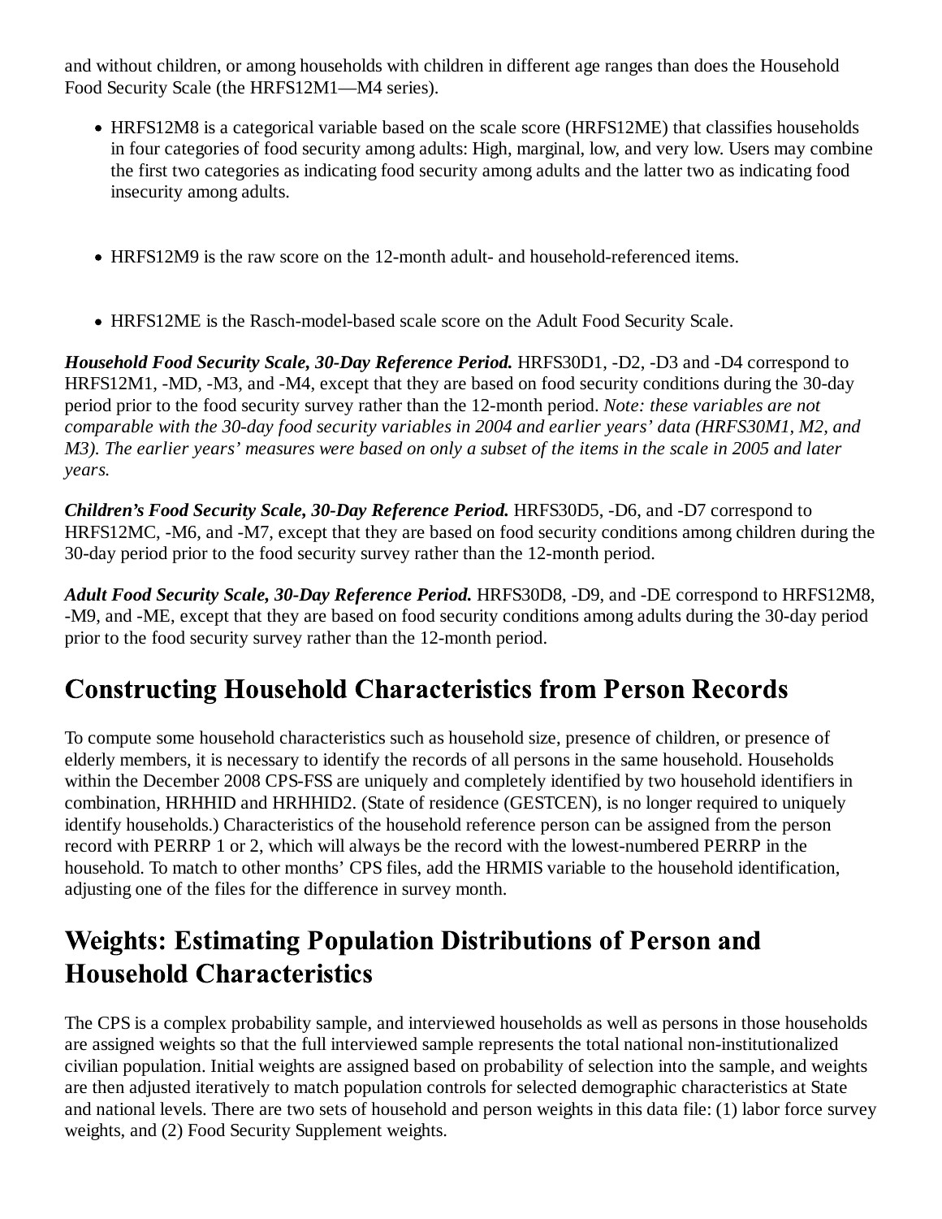and without children, or among households with children in different age ranges than does the Household Food Security Scale (the HRFS12M1—M4 series).

- HRFS12M8 is a categorical variable based on the scale score (HRFS12ME) that classifies households in four categories of food security among adults: High, marginal, low, and very low. Users may combine the first two categories as indicating food security among adults and the latter two as indicating food insecurity among adults.
- HRFS12M9 is the raw score on the 12-month adult- and household-referenced items.
- HRFS12ME is the Rasch-model-based scale score on the Adult Food Security Scale.

***Household Food Security Scale, 30-Day Reference Period.*** HRFS30D1, -D2, -D3 and -D4 correspond to HRFS12M1, -MD, -M3, and -M4, except that they are based on food security conditions during the 30-day period prior to the food security survey rather than the 12-month period. *Note: these variables are not comparable with the 30-day food security variables in 2004 and earlier years' data (HRFS30M1, M2, and M3). The earlier years' measures were based on only a subset of the items in the scale in 2005 and later years.*

***Children's Food Security Scale, 30-Day Reference Period.*** HRFS30D5, -D6, and -D7 correspond to HRFS12MC, -M6, and -M7, except that they are based on food security conditions among children during the 30-day period prior to the food security survey rather than the 12-month period.

***Adult Food Security Scale, 30-Day Reference Period.*** HRFS30D8, -D9, and -DE correspond to HRFS12M8, -M9, and -ME, except that they are based on food security conditions among adults during the 30-day period prior to the food security survey rather than the 12-month period.

## Constructing Household Characteristics from Person Records

To compute some household characteristics such as household size, presence of children, or presence of elderly members, it is necessary to identify the records of all persons in the same household. Households within the December 2008 CPS-FSS are uniquely and completely identified by two household identifiers in combination, HRHHID and HRHHID2. (State of residence (GESTCEN), is no longer required to uniquely identify households.) Characteristics of the household reference person can be assigned from the person record with PERRP 1 or 2, which will always be the record with the lowest-numbered PERRP in the household. To match to other months' CPS files, add the HRMIS variable to the household identification, adjusting one of the files for the difference in survey month.

## Weights: Estimating Population Distributions of Person and Household Characteristics

The CPS is a complex probability sample, and interviewed households as well as persons in those households are assigned weights so that the full interviewed sample represents the total national non-institutionalized civilian population. Initial weights are assigned based on probability of selection into the sample, and weights are then adjusted iteratively to match population controls for selected demographic characteristics at State and national levels. There are two sets of household and person weights in this data file: (1) labor force survey weights, and (2) Food Security Supplement weights.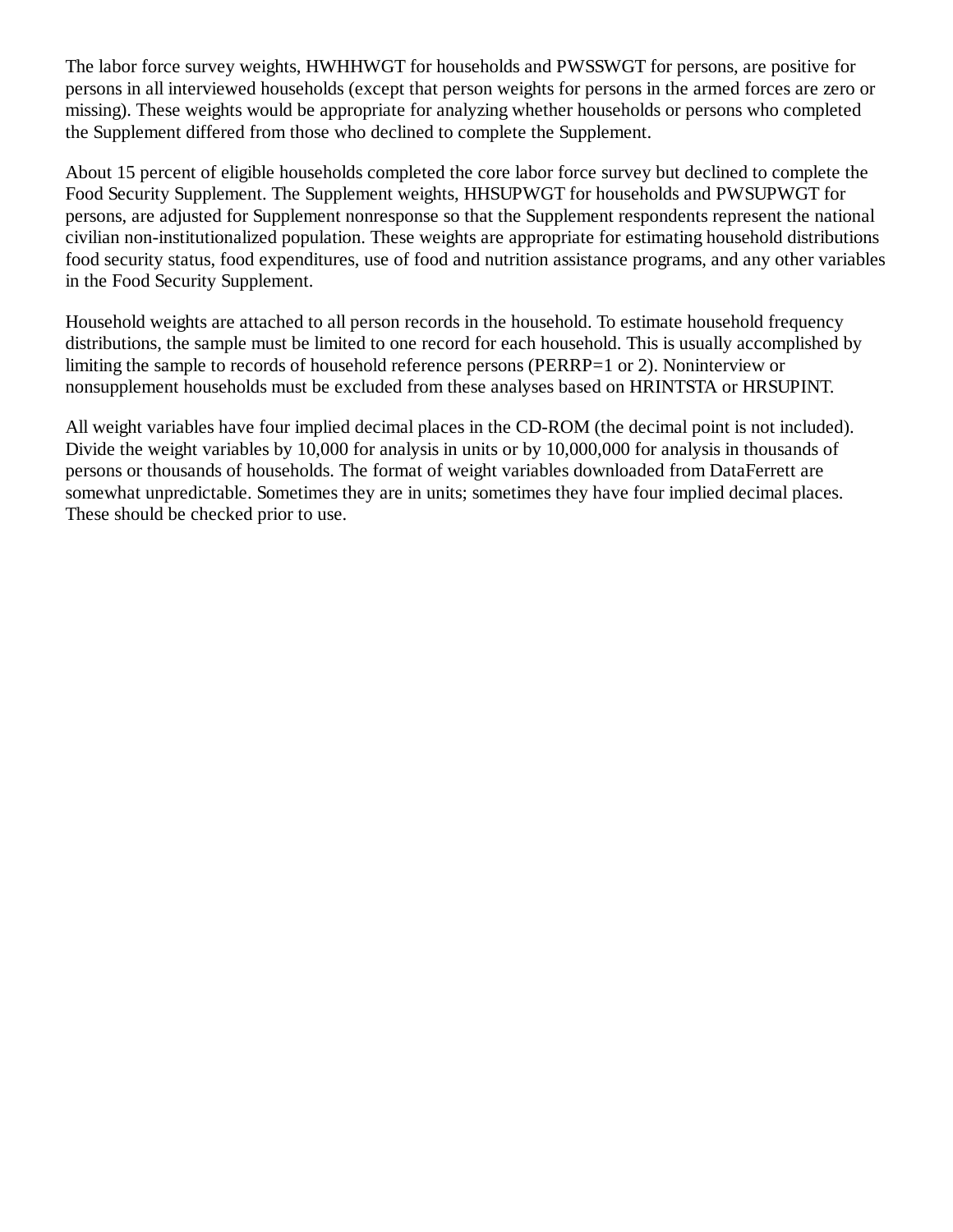The labor force survey weights, HWHHWGT for households and PWSSWGT for persons, are positive for persons in all interviewed households (except that person weights for persons in the armed forces are zero or missing). These weights would be appropriate for analyzing whether households or persons who completed the Supplement differed from those who declined to complete the Supplement.

About 15 percent of eligible households completed the core labor force survey but declined to complete the Food Security Supplement. The Supplement weights, HHSUPWGT for households and PWSUPWGT for persons, are adjusted for Supplement nonresponse so that the Supplement respondents represent the national civilian non-institutionalized population. These weights are appropriate for estimating household distributions food security status, food expenditures, use of food and nutrition assistance programs, and any other variables in the Food Security Supplement.

Household weights are attached to all person records in the household. To estimate household frequency distributions, the sample must be limited to one record for each household. This is usually accomplished by limiting the sample to records of household reference persons (PERRP=1 or 2). Noninterview or nonsupplement households must be excluded from these analyses based on HRINTSTA or HRSUPINT.

All weight variables have four implied decimal places in the CD-ROM (the decimal point is not included). Divide the weight variables by 10,000 for analysis in units or by 10,000,000 for analysis in thousands of persons or thousands of households. The format of weight variables downloaded from DataFerrett are somewhat unpredictable. Sometimes they are in units; sometimes they have four implied decimal places. These should be checked prior to use.